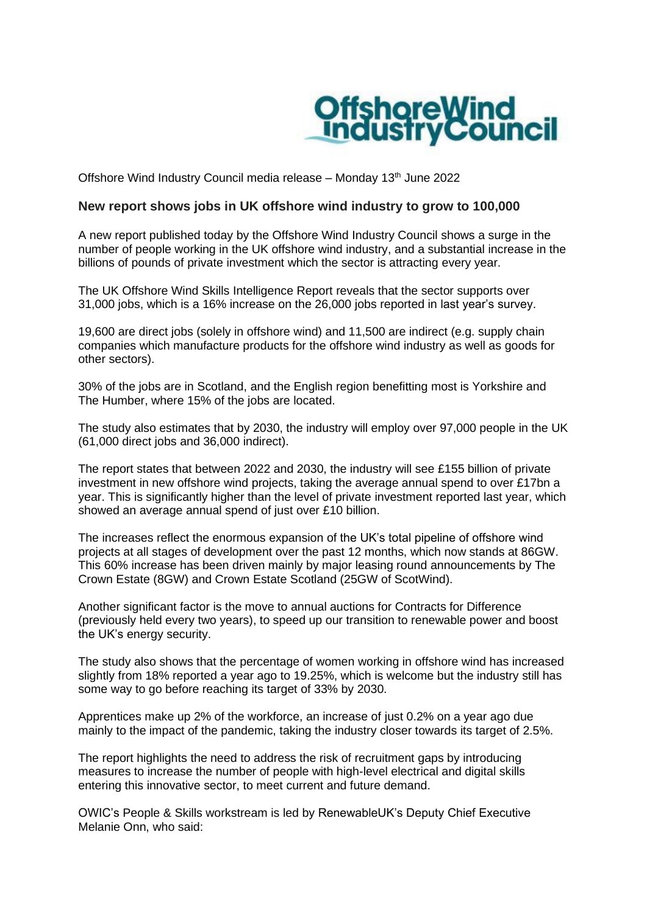Offshore Wind Industry Council media release – Monday 13th June 2022

## New report shows jobs in UK offshore wind industry to grow to 100,000

A new report published today by the Offshore Wind Industry Council shows a surge in the number of people working in the UK offshore wind industry, and a substantial increase in the billions of pounds of private investment which the sector is attracting every year.

The UK Offshore Wind Skills Intelligence Report reveals that the sector supports over 31,000 jobs, which is a 16% increase on the 26,000 jobs reported in last year's survey.

19,600 are direct jobs (solely in offshore wind) and 11,500 are indirect (e.g. supply chain companies which manufacture products for the offshore wind industry as well as goods for other sectors).

30% of the jobs are in Scotland, and the English region benefitting most is Yorkshire and The Humber, where 15% of the jobs are located.

The study also estimates that by 2030, the industry will employ over 97,000 people in the UK (61,000 direct jobs and 36,000 indirect).

The report states that between 2022 and 2030, the industry will see £155 billion of private investment in new offshore wind projects, taking the average annual spend to over £17bn a year. This is significantly higher than the level of private investment reported last year, which showed an average annual spend of just over £10 billion.

The increases reflect the enormous expansion of the UK's total pipeline of offshore wind projects at all stages of development over the past 12 months, which now stands at 86GW. This 60% increase has been driven mainly by major leasing round announcements by The Crown Estate (8GW) and Crown Estate Scotland (25GW of ScotWind).

Another significant factor is the move to annual auctions for Contracts for Difference (previously held every two years), to speed up our transition to renewable power and boost the UK's energy security.

The study also shows that the percentage of women working in offshore wind has increased slightly from 18% reported a year ago to 19.25%, which is welcome but the industry still has some way to go before reaching its target of 33% by 2030.

Apprentices make up 2% of the workforce, an increase of just 0.2% on a year ago due mainly to the impact of the pandemic, taking the industry closer towards its target of 2.5%.

The report highlights the need to address the risk of recruitment gaps by introducing measures to increase the number of people with high-level electrical and digital skills entering this innovative sector, to meet current and future demand.

OWIC's People & Skills workstream is led by RenewableUK's Deputy Chief Executive Melanie Onn, who said: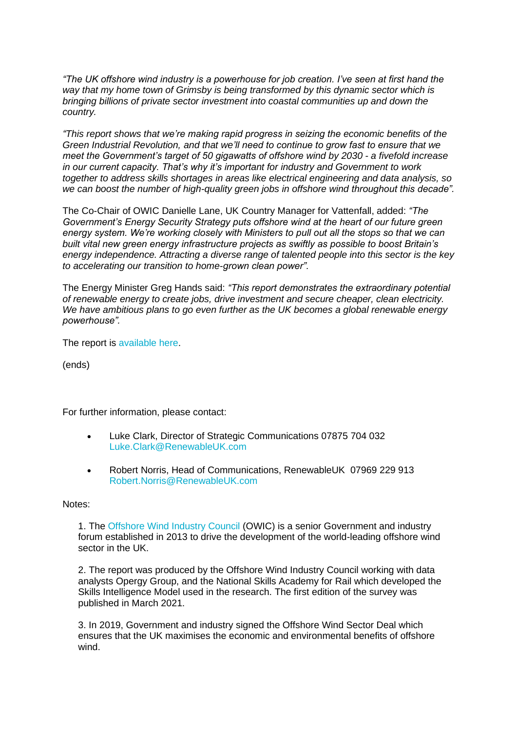*"The UK offshore wind industry is a powerhouse for job creation. I've seen at first hand the way that my home town of Grimsby is being transformed by this dynamic sector which is bringing billions of private sector investment into coastal communities up and down the country.*

*"This report shows that we're making rapid progress in seizing the economic benefits of the Green Industrial Revolution, and that we'll need to continue to grow fast to ensure that we meet the Government's target of 50 gigawatts of offshore wind by 2030 - a fivefold increase in our current capacity. That's why it's important for industry and Government to work together to address skills shortages in areas like electrical engineering and data analysis, so we can boost the number of high-quality green jobs in offshore wind throughout this decade".*

The Co-Chair of OWIC Danielle Lane, UK Country Manager for Vattenfall, added: *"The Government's Energy Security Strategy puts offshore wind at the heart of our future green energy system. We're working closely with Ministers to pull out all the stops so that we can built vital new green energy infrastructure projects as swiftly as possible to boost Britain's energy independence. Attracting a diverse range of talented people into this sector is the key to accelerating our transition to home-grown clean power".*

The Energy Minister Greg Hands said: *"This report demonstrates the extraordinary potential of renewable energy to create jobs, drive investment and secure cheaper, clean electricity. We have ambitious plans to go even further as the UK becomes a global renewable energy powerhouse".*

The report is available here.

(ends)

For further information, please contact:

- Luke Clark, Director of Strategic Communications 07875 704 032 Luke.Clark@RenewableUK.com
- Robert Norris, Head of Communications, RenewableUK 07969 229 913 Robert.Norris@RenewableUK.com

Notes:

1. The Offshore Wind Industry Council (OWIC) is a senior Government and industry forum established in 2013 to drive the development of the world-leading offshore wind sector in the UK.

2. The report was produced by the Offshore Wind Industry Council working with data analysts Opergy Group, and the National Skills Academy for Rail which developed the Skills Intelligence Model used in the research. The first edition of the survey was published in March 2021.

3. In 2019, Government and industry signed the Offshore Wind Sector Deal which ensures that the UK maximises the economic and environmental benefits of offshore wind.